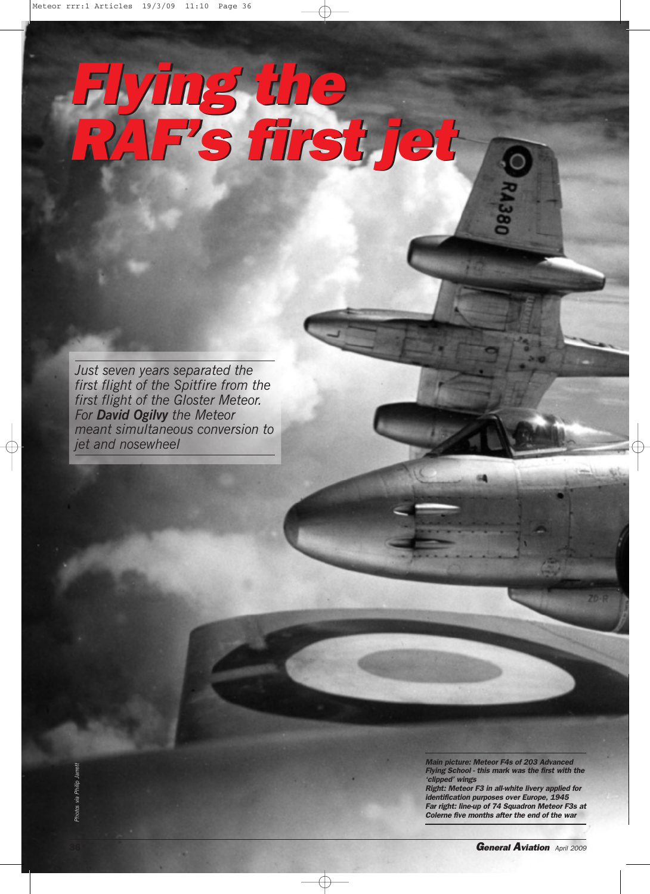# *Flying the RAF's first jet*

*Just seven years separated the first flight of the Spitfire from the first flight of the Gloster Meteor. For **David Ogilvy** the Meteor meant simultaneous conversion to jet and nosewheel*

*Photos via Philip Jarrett*

***Main picture: Meteor F4s of 203 Advanced Flying School - this mark was the first with the 'clipped' wings***
***Right: Meteor F3 in all-white livery applied for identification purposes over Europe, 1945***
***Far right: line-up of 74 Squadron Meteor F3s at Colerne five months after the end of the war***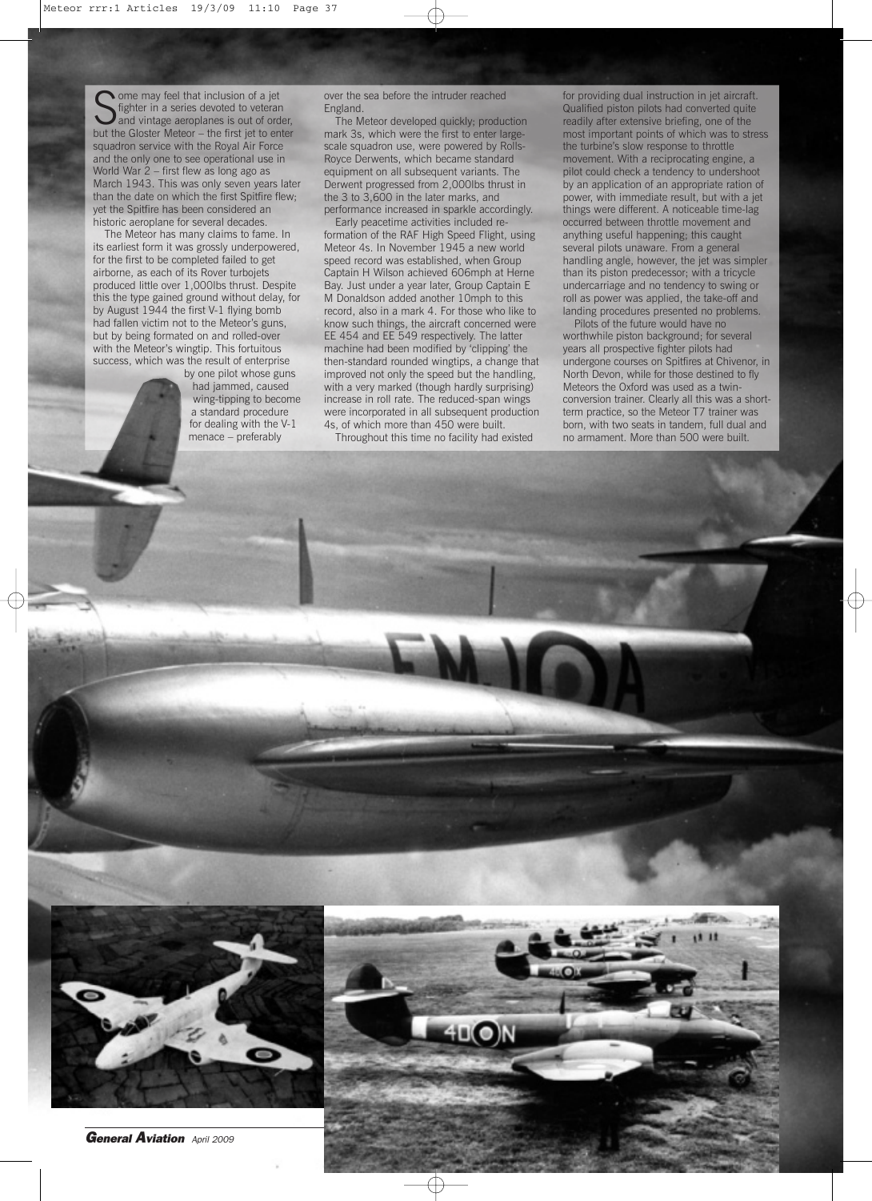Some may feel that inclusion of a jet fighter in a series devoted to veteran and vintage aeroplanes is out of order, but the Gloster Meteor – the first jet to enter squadron service with the Royal Air Force and the only one to see operational use in World War 2 – first flew as long ago as March 1943. This was only seven years later than the date on which the first Spitfire flew; yet the Spitfire has been considered an historic aeroplane for several decades.

The Meteor has many claims to fame. In its earliest form it was grossly underpowered, for the first to be completed failed to get airborne, as each of its Rover turbojets produced little over 1,000lbs thrust. Despite this the type gained ground without delay, for by August 1944 the first V-1 flying bomb had fallen victim not to the Meteor's guns, but by being formated on and rolled-over with the Meteor's wingtip. This fortuitous success, which was the result of enterprise by one pilot whose guns had jammed, caused wing-tipping to become a standard procedure for dealing with the V-1 menace – preferably over the sea before the intruder reached England.

The Meteor developed quickly; production mark 3s, which were the first to enter large-scale squadron use, were powered by Rolls-Royce Derwents, which became standard equipment on all subsequent variants. The Derwent progressed from 2,000lbs thrust in the 3 to 3,600 in the later marks, and performance increased in sparkle accordingly.

Early peacetime activities included re-formation of the RAF High Speed Flight, using Meteor 4s. In November 1945 a new world speed record was established, when Group Captain H Wilson achieved 606mph at Herne Bay. Just under a year later, Group Captain E M Donaldson added another 10mph to this record, also in a mark 4. For those who like to know such things, the aircraft concerned were EE 454 and EE 549 respectively. The latter machine had been modified by 'clipping' the then-standard rounded wingtips, a change that improved not only the speed but the handling, with a very marked (though hardly surprising) increase in roll rate. The reduced-span wings were incorporated in all subsequent production 4s, of which more than 450 were built.

Throughout this time no facility had existed for providing dual instruction in jet aircraft. Qualified piston pilots had converted quite readily after extensive briefing, one of the most important points of which was to stress the turbine's slow response to throttle movement. With a reciprocating engine, a pilot could check a tendency to undershoot by an application of an appropriate ration of power, with immediate result, but with a jet things were different. A noticeable time-lag occurred between throttle movement and anything useful happening; this caught several pilots unaware. From a general handling angle, however, the jet was simpler than its piston predecessor; with a tricycle undercarriage and no tendency to swing or roll as power was applied, the take-off and landing procedures presented no problems.

Pilots of the future would have no worthwhile piston background; for several years all prospective fighter pilots had undergone courses on Spitfires at Chivenor, in North Devon, while for those destined to fly Meteors the Oxford was used as a twin-conversion trainer. Clearly all this was a short-term practice, so the Meteor T7 trainer was born, with two seats in tandem, full dual and no armament. More than 500 were built.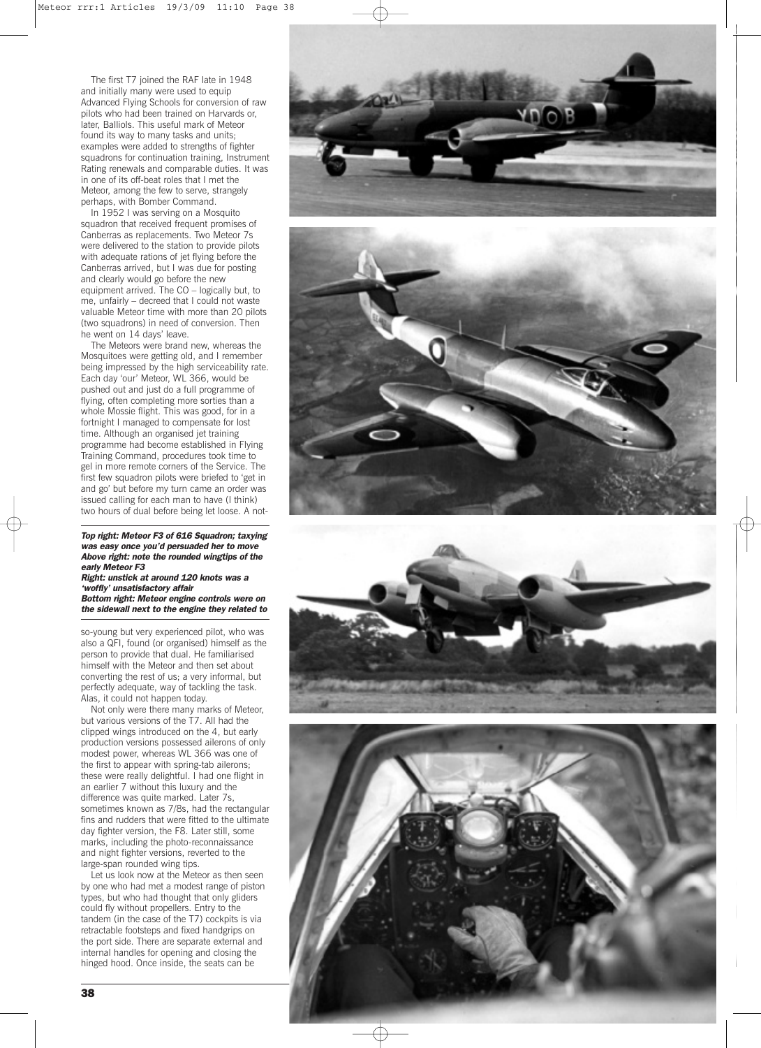The first T7 joined the RAF late in 1948 and initially many were used to equip Advanced Flying Schools for conversion of raw pilots who had been trained on Harvards or, later, Balliols. This useful mark of Meteor found its way to many tasks and units; examples were added to strengths of fighter squadrons for continuation training, Instrument Rating renewals and comparable duties. It was in one of its off-beat roles that I met the Meteor, among the few to serve, strangely perhaps, with Bomber Command.

In 1952 I was serving on a Mosquito squadron that received frequent promises of Canberras as replacements. Two Meteor 7s were delivered to the station to provide pilots with adequate rations of jet flying before the Canberras arrived, but I was due for posting and clearly would go before the new equipment arrived. The CO – logically but, to me, unfairly – decreed that I could not waste valuable Meteor time with more than 20 pilots (two squadrons) in need of conversion. Then he went on 14 days' leave.

The Meteors were brand new, whereas the Mosquitoes were getting old, and I remember being impressed by the high serviceability rate. Each day 'our' Meteor, WL 366, would be pushed out and just do a full programme of flying, often completing more sorties than a whole Mossie flight. This was good, for in a fortnight I managed to compensate for lost time. Although an organised jet training programme had become established in Flying Training Command, procedures took time to gel in more remote corners of the Service. The first few squadron pilots were briefed to 'get in and go' but before my turn came an order was issued calling for each man to have (I think) two hours of dual before being let loose. A not-so-young but very experienced pilot, who was also a QFI, found (or organised) himself as the person to provide that dual. He familiarised himself with the Meteor and then set about converting the rest of us; a very informal, but perfectly adequate, way of tackling the task. Alas, it could not happen today.

**Top right: Meteor F3 of 616 Squadron; taxying was easy once you'd persuaded her to move**
**Above right: note the rounded wingtips of the early Meteor F3**
**Right: unstick at around 120 knots was a 'woffly' unsatisfactory affair**
**Bottom right: Meteor engine controls were on the sidewall next to the engine they related to**

Not only were there many marks of Meteor, but various versions of the T7. All had the clipped wings introduced on the 4, but early production versions possessed ailerons of only modest power, whereas WL 366 was one of the first to appear with spring-tab ailerons; these were really delightful. I had one flight in an earlier 7 without this luxury and the difference was quite marked. Later 7s, sometimes known as 7/8s, had the rectangular fins and rudders that were fitted to the ultimate day fighter version, the F8. Later still, some marks, including the photo-reconnaissance and night fighter versions, reverted to the large-span rounded wing tips.

Let us look now at the Meteor as then seen by one who had met a modest range of piston types, but who had thought that only gliders could fly without propellers. Entry to the tandem (in the case of the T7) cockpits is via retractable footsteps and fixed handgrips on the port side. There are separate external and internal handles for opening and closing the hinged hood. Once inside, the seats can be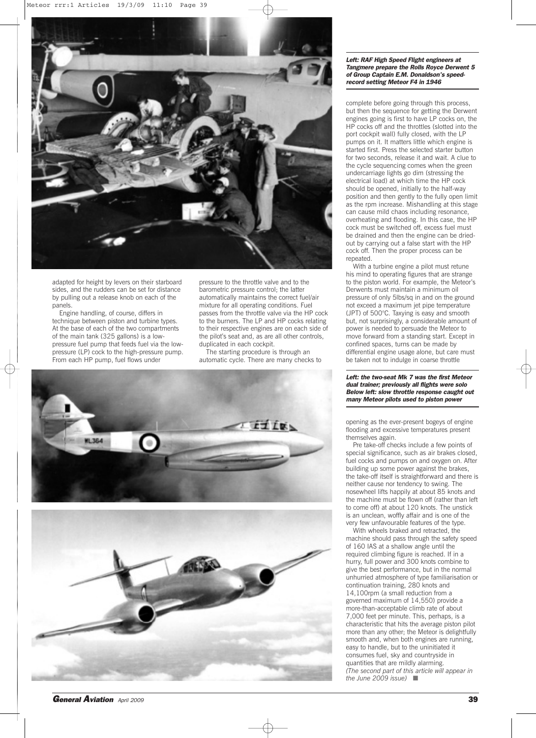*Left: RAF High Speed Flight engineers at Tangmere prepare the Rolls Royce Derwent 5 of Group Captain E.M. Donaldson's speed-record setting Meteor F4 in 1946*

adapted for height by levers on their starboard sides, and the rudders can be set for distance by pulling out a release knob on each of the panels.

Engine handling, of course, differs in technique between piston and turbine types. At the base of each of the two compartments of the main tank (325 gallons) is a low-pressure fuel pump that feeds fuel via the low-pressure (LP) cock to the high-pressure pump. From each HP pump, fuel flows under pressure to the throttle valve and to the barometric pressure control; the latter automatically maintains the correct fuel/air mixture for all operating conditions. Fuel passes from the throttle valve via the HP cock to the burners. The LP and HP cocks relating to their respective engines are on each side of the pilot's seat and, as are all other controls, duplicated in each cockpit.

The starting procedure is through an automatic cycle. There are many checks to complete before going through this process, but then the sequence for getting the Derwent engines going is first to have LP cocks on, the HP cocks off and the throttles (slotted into the port cockpit wall) fully closed, with the LP pumps on it. It matters little which engine is started first. Press the selected starter button for two seconds, release it and wait. A clue to the cycle sequencing comes when the green undercarriage lights go dim (stressing the electrical load) at which time the HP cock should be opened, initially to the half-way position and then gently to the fully open limit as the rpm increase. Mishandling at this stage can cause mild chaos including resonance, overheating and flooding. In this case, the HP cock must be switched off, excess fuel must be drained and then the engine can be dried-out by carrying out a false start with the HP cock off. Then the proper process can be repeated.

With a turbine engine a pilot must retune his mind to operating figures that are strange to the piston world. For example, the Meteor's Derwents must maintain a minimum oil pressure of only 5lbs/sq in and on the ground not exceed a maximum jet pipe temperature (JPT) of 500°C. Taxying is easy and smooth but, not surprisingly, a considerable amount of power is needed to persuade the Meteor to move forward from a standing start. Except in confined spaces, turns can be made by differential engine usage alone, but care must be taken not to indulge in coarse throttle opening as the ever-present bogeys of engine flooding and excessive temperatures present themselves again.

*Left: the two-seat Mk 7 was the first Meteor dual trainer; previously all flights were solo*
*Below left: slow throttle response caught out many Meteor pilots used to piston power*

Pre take-off checks include a few points of special significance, such as air brakes closed, fuel cocks and pumps on and oxygen on. After building up some power against the brakes, the take-off itself is straightforward and there is neither cause nor tendency to swing. The nosewheel lifts happily at about 85 knots and the machine must be flown off (rather than left to come off) at about 120 knots. The unstick is an unclean, woffly affair and is one of the very few unfavourable features of the type.

With wheels braked and retracted, the machine should pass through the safety speed of 160 IAS at a shallow angle until the required climbing figure is reached. If in a hurry, full power and 300 knots combine to give the best performance, but in the normal unhurried atmosphere of type familiarisation or continuation training, 280 knots and 14,100rpm (a small reduction from a governed maximum of 14,550) provide a more-than-acceptable climb rate of about 7,000 feet per minute. This, perhaps, is a characteristic that hits the average piston pilot more than any other; the Meteor is delightfully smooth and, when both engines are running, easy to handle, but to the uninitiated it consumes fuel, sky and countryside in quantities that are mildly alarming.

*(The second part of this article will appear in the June 2009 issue)* ■